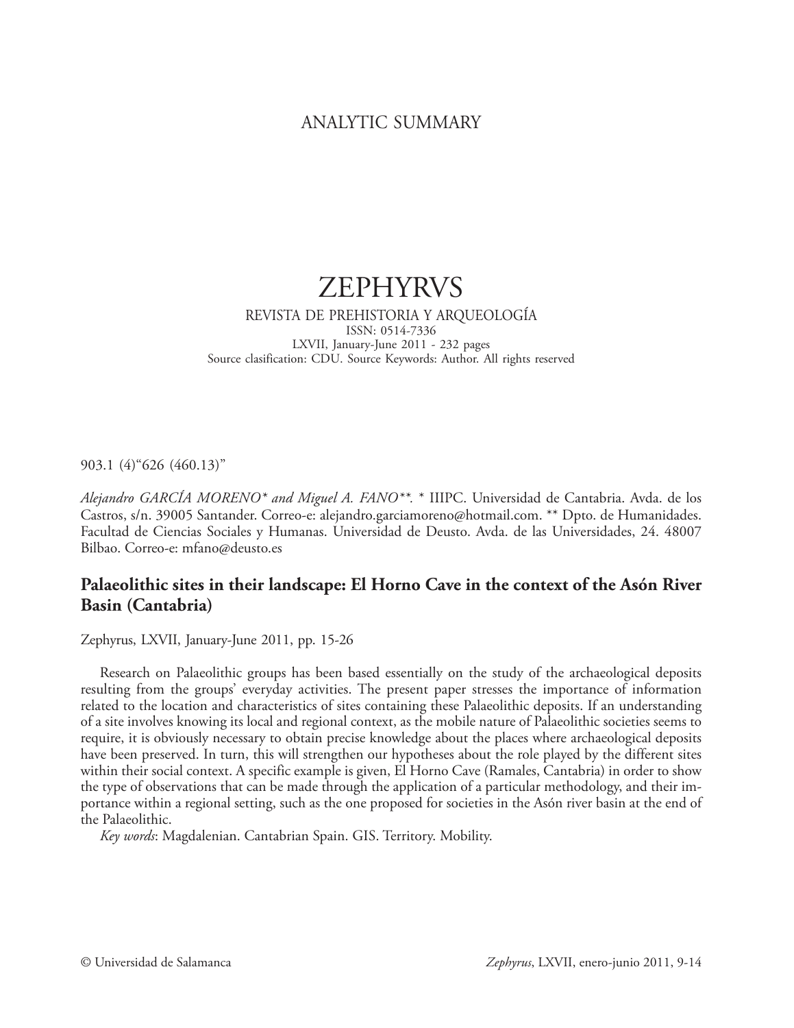# ANALYTIC SUMMARY

# ZEPHYRVS

REVISTA DE PREHISTORIA Y ARQUEOLOGÍA
ISSN: 0514-7336
LXVII, January-June 2011 - 232 pages
Source clasification: CDU. Source Keywords: Author. All rights reserved

903.1 (4)"626 (460.13)"

*Alejandro GARCÍA MORENO\* and Miguel A. FANO\*\*.* \* IIIPC. Universidad de Cantabria. Avda. de los Castros, s/n. 39005 Santander. Correo-e: alejandro.garciamoreno@hotmail.com. \*\* Dpto. de Humanidades. Facultad de Ciencias Sociales y Humanas. Universidad de Deusto. Avda. de las Universidades, 24. 48007 Bilbao. Correo-e: mfano@deusto.es

## Palaeolithic sites in their landscape: El Horno Cave in the context of the Asón River Basin (Cantabria)

Zephyrus, LXVII, January-June 2011, pp. 15-26

Research on Palaeolithic groups has been based essentially on the study of the archaeological deposits resulting from the groups' everyday activities. The present paper stresses the importance of information related to the location and characteristics of sites containing these Palaeolithic deposits. If an understanding of a site involves knowing its local and regional context, as the mobile nature of Palaeolithic societies seems to require, it is obviously necessary to obtain precise knowledge about the places where archaeological deposits have been preserved. In turn, this will strengthen our hypotheses about the role played by the different sites within their social context. A specific example is given, El Horno Cave (Ramales, Cantabria) in order to show the type of observations that can be made through the application of a particular methodology, and their importance within a regional setting, such as the one proposed for societies in the Asón river basin at the end of the Palaeolithic.

*Key words*: Magdalenian. Cantabrian Spain. GIS. Territory. Mobility.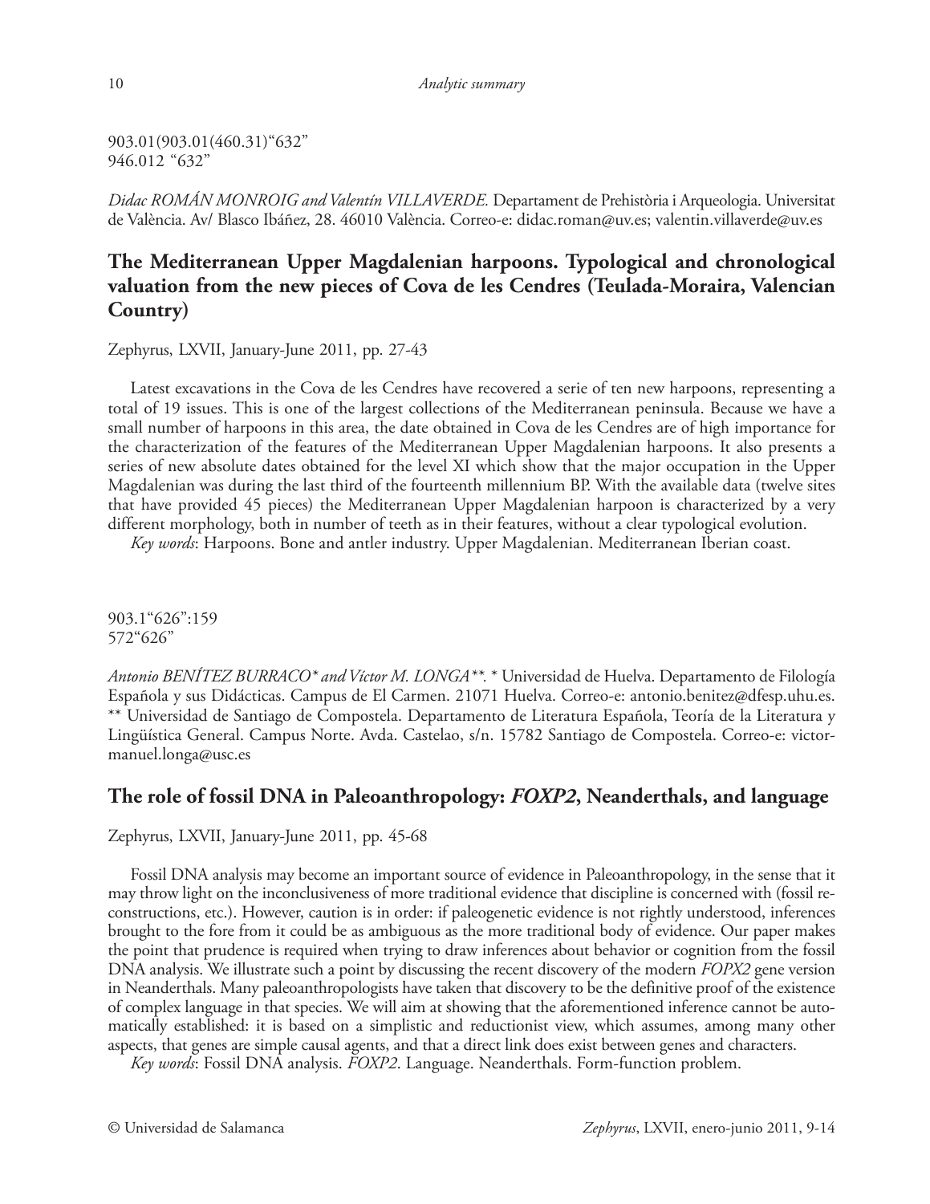903.01(903.01(460.31)"632"
946.012 "632"

*Didac ROMÁN MONROIG and Valentín VILLAVERDE.* Departament de Prehistòria i Arqueologia. Universitat de València. Av/ Blasco Ibáñez, 28. 46010 València. Correo-e: didac.roman@uv.es; valentin.villaverde@uv.es

## The Mediterranean Upper Magdalenian harpoons. Typological and chronological valuation from the new pieces of Cova de les Cendres (Teulada-Moraira, Valencian Country)

Zephyrus, LXVII, January-June 2011, pp. 27-43

Latest excavations in the Cova de les Cendres have recovered a serie of ten new harpoons, representing a total of 19 issues. This is one of the largest collections of the Mediterranean peninsula. Because we have a small number of harpoons in this area, the date obtained in Cova de les Cendres are of high importance for the characterization of the features of the Mediterranean Upper Magdalenian harpoons. It also presents a series of new absolute dates obtained for the level XI which show that the major occupation in the Upper Magdalenian was during the last third of the fourteenth millennium BP. With the available data (twelve sites that have provided 45 pieces) the Mediterranean Upper Magdalenian harpoon is characterized by a very different morphology, both in number of teeth as in their features, without a clear typological evolution.

*Key words*: Harpoons. Bone and antler industry. Upper Magdalenian. Mediterranean Iberian coast.

903.1"626":159
572"626"

*Antonio BENÍTEZ BURRACO\* and Víctor M. LONGA\*\*.* \* Universidad de Huelva. Departamento de Filología Española y sus Didácticas. Campus de El Carmen. 21071 Huelva. Correo-e: antonio.benitez@dfesp.uhu.es. \*\* Universidad de Santiago de Compostela. Departamento de Literatura Española, Teoría de la Literatura y Lingüística General. Campus Norte. Avda. Castelao, s/n. 15782 Santiago de Compostela. Correo-e: victor-manuel.longa@usc.es

## The role of fossil DNA in Paleoanthropology: *FOXP2*, Neanderthals, and language

Zephyrus, LXVII, January-June 2011, pp. 45-68

Fossil DNA analysis may become an important source of evidence in Paleoanthropology, in the sense that it may throw light on the inconclusiveness of more traditional evidence that discipline is concerned with (fossil reconstructions, etc.). However, caution is in order: if paleogenetic evidence is not rightly understood, inferences brought to the fore from it could be as ambiguous as the more traditional body of evidence. Our paper makes the point that prudence is required when trying to draw inferences about behavior or cognition from the fossil DNA analysis. We illustrate such a point by discussing the recent discovery of the modern *FOPX2* gene version in Neanderthals. Many paleoanthropologists have taken that discovery to be the definitive proof of the existence of complex language in that species. We will aim at showing that the aforementioned inference cannot be automatically established: it is based on a simplistic and reductionist view, which assumes, among many other aspects, that genes are simple causal agents, and that a direct link does exist between genes and characters.

*Key words*: Fossil DNA analysis. *FOXP2*. Language. Neanderthals. Form-function problem.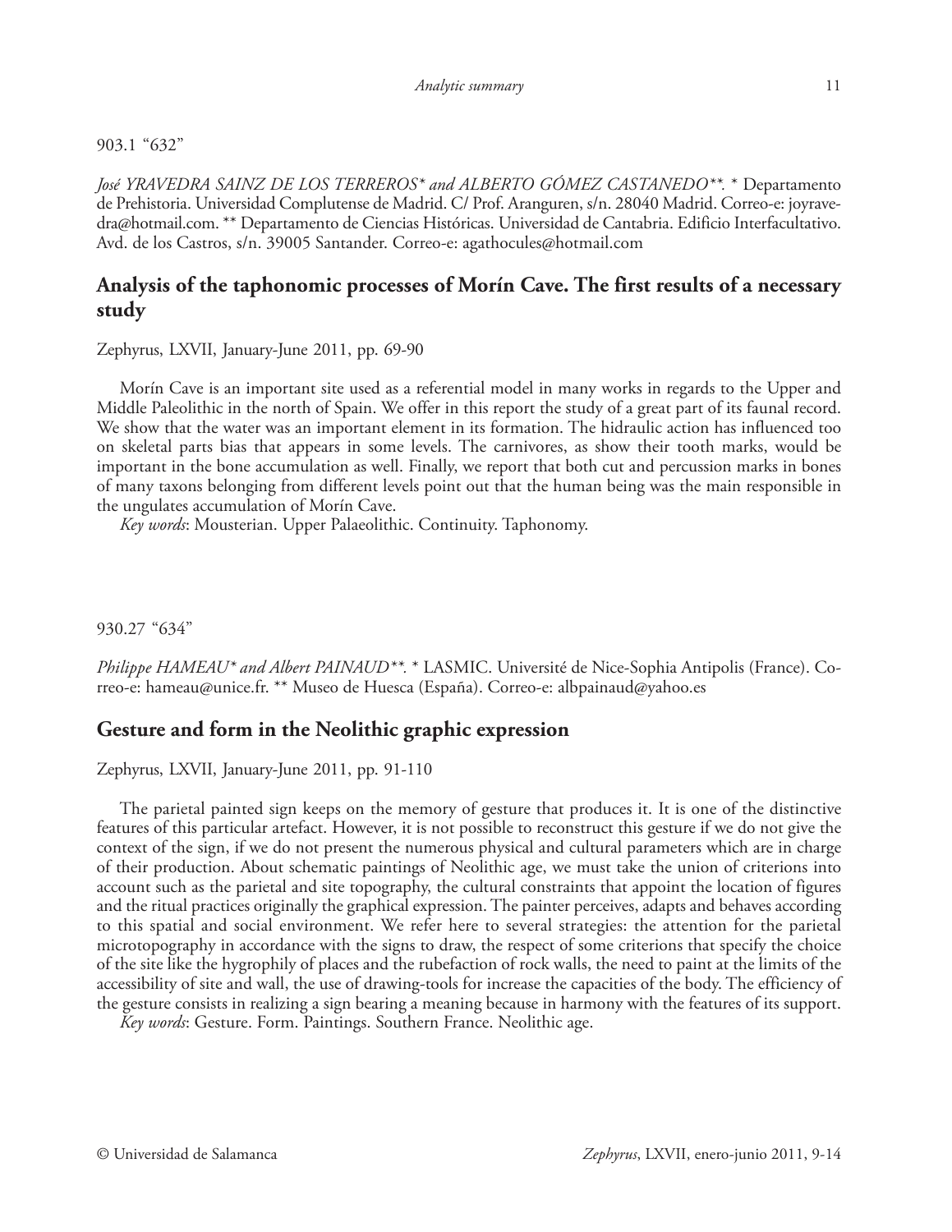903.1 "632"

*José YRAVEDRA SAINZ DE LOS TERREROS\* and ALBERTO GÓMEZ CASTANEDO\*\*.* \* Departamento de Prehistoria. Universidad Complutense de Madrid. C/ Prof. Aranguren, s/n. 28040 Madrid. Correo-e: joyravedra@hotmail.com. \*\* Departamento de Ciencias Históricas. Universidad de Cantabria. Edificio Interfacultativo. Avd. de los Castros, s/n. 39005 Santander. Correo-e: agathocules@hotmail.com

## Analysis of the taphonomic processes of Morín Cave. The first results of a necessary study

Zephyrus, LXVII, January-June 2011, pp. 69-90

Morín Cave is an important site used as a referential model in many works in regards to the Upper and Middle Paleolithic in the north of Spain. We offer in this report the study of a great part of its faunal record. We show that the water was an important element in its formation. The hidraulic action has influenced too on skeletal parts bias that appears in some levels. The carnivores, as show their tooth marks, would be important in the bone accumulation as well. Finally, we report that both cut and percussion marks in bones of many taxons belonging from different levels point out that the human being was the main responsible in the ungulates accumulation of Morín Cave.

*Key words*: Mousterian. Upper Palaeolithic. Continuity. Taphonomy.

930.27 "634"

*Philippe HAMEAU\* and Albert PAINAUD\*\*.* \* LASMIC. Université de Nice-Sophia Antipolis (France). Correo-e: hameau@unice.fr. \*\* Museo de Huesca (España). Correo-e: albpainaud@yahoo.es

## Gesture and form in the Neolithic graphic expression

Zephyrus, LXVII, January-June 2011, pp. 91-110

The parietal painted sign keeps on the memory of gesture that produces it. It is one of the distinctive features of this particular artefact. However, it is not possible to reconstruct this gesture if we do not give the context of the sign, if we do not present the numerous physical and cultural parameters which are in charge of their production. About schematic paintings of Neolithic age, we must take the union of criterions into account such as the parietal and site topography, the cultural constraints that appoint the location of figures and the ritual practices originally the graphical expression. The painter perceives, adapts and behaves according to this spatial and social environment. We refer here to several strategies: the attention for the parietal microtopography in accordance with the signs to draw, the respect of some criterions that specify the choice of the site like the hygrophily of places and the rubefaction of rock walls, the need to paint at the limits of the accessibility of site and wall, the use of drawing-tools for increase the capacities of the body. The efficiency of the gesture consists in realizing a sign bearing a meaning because in harmony with the features of its support.

*Key words*: Gesture. Form. Paintings. Southern France. Neolithic age.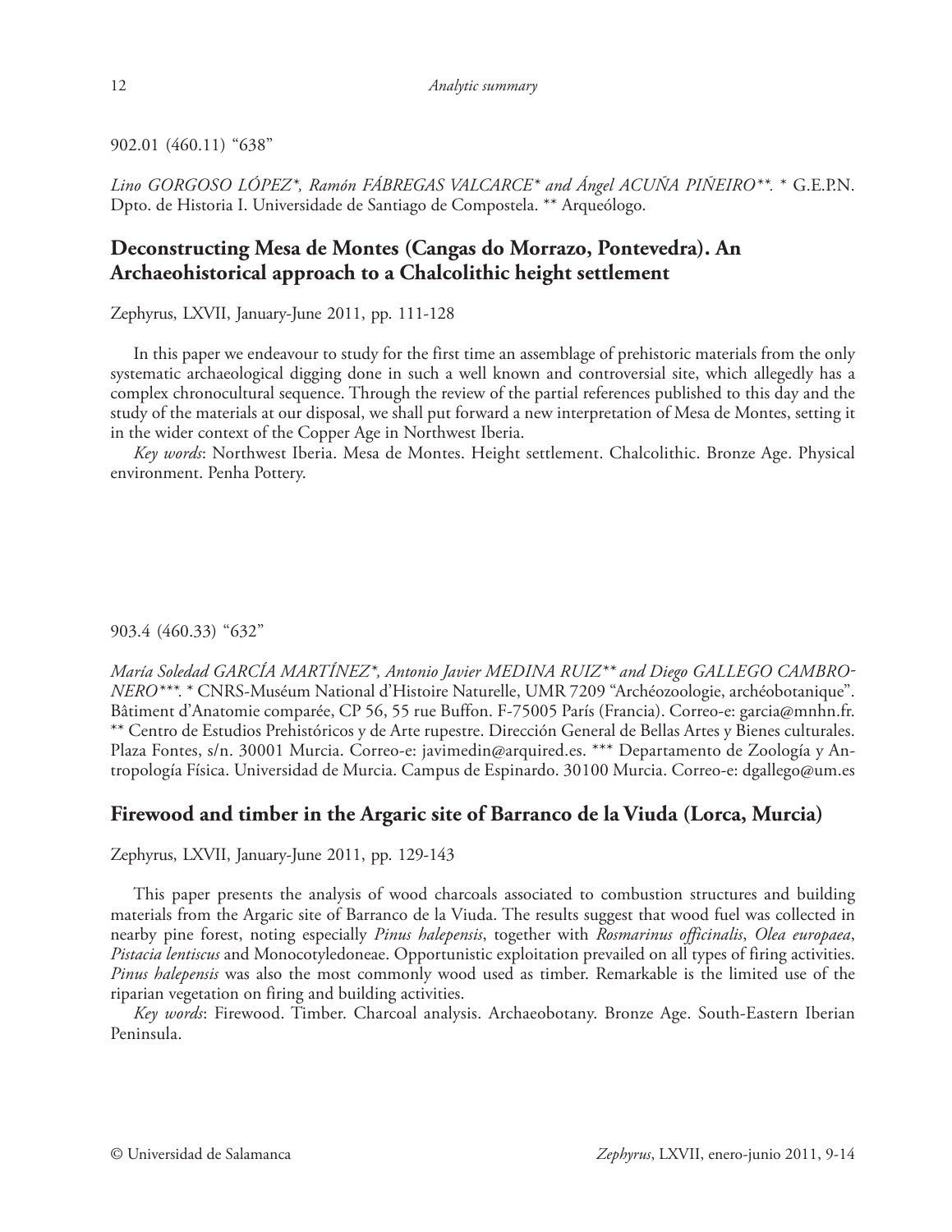902.01 (460.11) "638"

*Lino GORGOSO LÓPEZ\*, Ramón FÁBREGAS VALCARCE\* and Ángel ACUÑA PIÑEIRO\*\*.* \* G.E.P.N. Dpto. de Historia I. Universidade de Santiago de Compostela. \*\* Arqueólogo.

## Deconstructing Mesa de Montes (Cangas do Morrazo, Pontevedra). An Archaeohistorical approach to a Chalcolithic height settlement

Zephyrus, LXVII, January-June 2011, pp. 111-128

In this paper we endeavour to study for the first time an assemblage of prehistoric materials from the only systematic archaeological digging done in such a well known and controversial site, which allegedly has a complex chronocultural sequence. Through the review of the partial references published to this day and the study of the materials at our disposal, we shall put forward a new interpretation of Mesa de Montes, setting it in the wider context of the Copper Age in Northwest Iberia.

*Key words*: Northwest Iberia. Mesa de Montes. Height settlement. Chalcolithic. Bronze Age. Physical environment. Penha Pottery.

903.4 (460.33) "632"

*María Soledad GARCÍA MARTÍNEZ\*, Antonio Javier MEDINA RUIZ\*\* and Diego GALLEGO CAMBRONERO\*\*\*.* \* CNRS-Muséum National d'Histoire Naturelle, UMR 7209 "Archéozoologie, archéobotanique". Bâtiment d'Anatomie comparée, CP 56, 55 rue Buffon. F-75005 París (Francia). Correo-e: garcia@mnhn.fr. \*\* Centro de Estudios Prehistóricos y de Arte rupestre. Dirección General de Bellas Artes y Bienes culturales. Plaza Fontes, s/n. 30001 Murcia. Correo-e: javimedin@arquired.es. \*\*\* Departamento de Zoología y Antropología Física. Universidad de Murcia. Campus de Espinardo. 30100 Murcia. Correo-e: dgallego@um.es

## Firewood and timber in the Argaric site of Barranco de la Viuda (Lorca, Murcia)

Zephyrus, LXVII, January-June 2011, pp. 129-143

This paper presents the analysis of wood charcoals associated to combustion structures and building materials from the Argaric site of Barranco de la Viuda. The results suggest that wood fuel was collected in nearby pine forest, noting especially *Pinus halepensis*, together with *Rosmarinus officinalis*, *Olea europaea*, *Pistacia lentiscus* and Monocotyledoneae. Opportunistic exploitation prevailed on all types of firing activities. *Pinus halepensis* was also the most commonly wood used as timber. Remarkable is the limited use of the riparian vegetation on firing and building activities.

*Key words*: Firewood. Timber. Charcoal analysis. Archaeobotany. Bronze Age. South-Eastern Iberian Peninsula.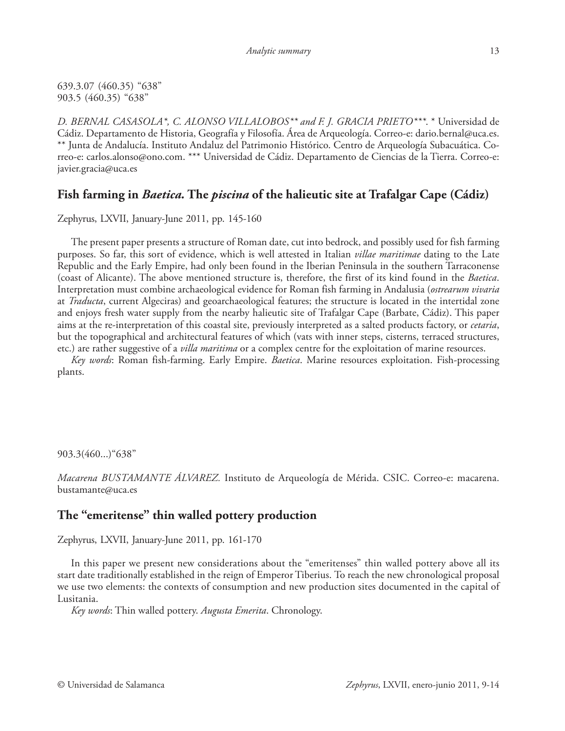639.3.07 (460.35) "638"
903.5 (460.35) "638"

*D. BERNAL CASASOLA\*, C. ALONSO VILLALOBOS\*\* and F. J. GRACIA PRIETO\*\*\*.* \* Universidad de Cádiz. Departamento de Historia, Geografía y Filosofía. Área de Arqueología. Correo-e: dario.bernal@uca.es. \*\* Junta de Andalucía. Instituto Andaluz del Patrimonio Histórico. Centro de Arqueología Subacuática. Correo-e: carlos.alonso@ono.com. \*\*\* Universidad de Cádiz. Departamento de Ciencias de la Tierra. Correo-e: javier.gracia@uca.es

## Fish farming in *Baetica.* The *piscina* of the halieutic site at Trafalgar Cape (Cádiz)

Zephyrus, LXVII, January-June 2011, pp. 145-160

The present paper presents a structure of Roman date, cut into bedrock, and possibly used for fish farming purposes. So far, this sort of evidence, which is well attested in Italian *villae maritimae* dating to the Late Republic and the Early Empire, had only been found in the Iberian Peninsula in the southern Tarraconense (coast of Alicante). The above mentioned structure is, therefore, the first of its kind found in the *Baetica*. Interpretation must combine archaeological evidence for Roman fish farming in Andalusia (*ostrearum vivaria* at *Traducta*, current Algeciras) and geoarchaeological features; the structure is located in the intertidal zone and enjoys fresh water supply from the nearby halieutic site of Trafalgar Cape (Barbate, Cádiz). This paper aims at the re-interpretation of this coastal site, previously interpreted as a salted products factory, or *cetaria*, but the topographical and architectural features of which (vats with inner steps, cisterns, terraced structures, etc.) are rather suggestive of a *villa maritima* or a complex centre for the exploitation of marine resources.

*Key words*: Roman fish-farming. Early Empire. *Baetica*. Marine resources exploitation. Fish-processing plants.

903.3(460...)"638"

*Macarena BUSTAMANTE ÁLVAREZ.* Instituto de Arqueología de Mérida. CSIC. Correo-e: macarena.bustamante@uca.es

## The "emeritense" thin walled pottery production

Zephyrus, LXVII, January-June 2011, pp. 161-170

In this paper we present new considerations about the "emeritenses" thin walled pottery above all its start date traditionally established in the reign of Emperor Tiberius. To reach the new chronological proposal we use two elements: the contexts of consumption and new production sites documented in the capital of Lusitania.

*Key words*: Thin walled pottery. *Augusta Emerita*. Chronology.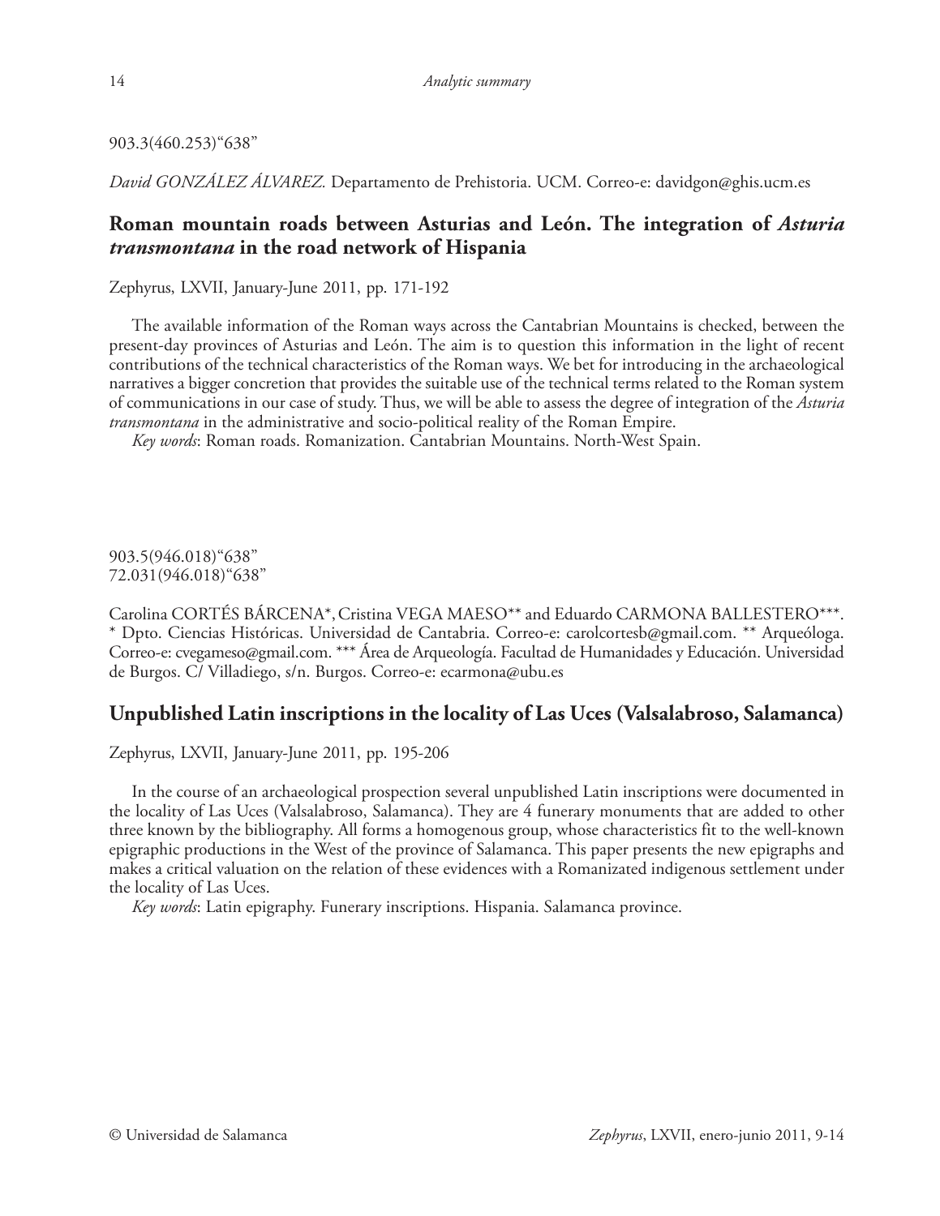903.3(460.253)“638”

*David GONZÁLEZ ÁLVAREZ.* Departamento de Prehistoria. UCM. Correo-e: davidgon@ghis.ucm.es

## Roman mountain roads between Asturias and León. The integration of *Asturia transmontana* in the road network of Hispania

Zephyrus, LXVII, January-June 2011, pp. 171-192

The available information of the Roman ways across the Cantabrian Mountains is checked, between the present-day provinces of Asturias and León. The aim is to question this information in the light of recent contributions of the technical characteristics of the Roman ways. We bet for introducing in the archaeological narratives a bigger concretion that provides the suitable use of the technical terms related to the Roman system of communications in our case of study. Thus, we will be able to assess the degree of integration of the *Asturia transmontana* in the administrative and socio-political reality of the Roman Empire.

*Key words*: Roman roads. Romanization. Cantabrian Mountains. North-West Spain.

903.5(946.018)“638”
72.031(946.018)“638”

Carolina CORTÉS BÁRCENA*, Cristina VEGA MAESO** and Eduardo CARMONA BALLESTERO***. * Dpto. Ciencias Históricas. Universidad de Cantabria. Correo-e: carolcortesb@gmail.com. ** Arqueóloga. Correo-e: cvegameso@gmail.com. *** Área de Arqueología. Facultad de Humanidades y Educación. Universidad de Burgos. C/ Villadiego, s/n. Burgos. Correo-e: ecarmona@ubu.es

## Unpublished Latin inscriptions in the locality of Las Uces (Valsalabroso, Salamanca)

Zephyrus, LXVII, January-June 2011, pp. 195-206

In the course of an archaeological prospection several unpublished Latin inscriptions were documented in the locality of Las Uces (Valsalabroso, Salamanca). They are 4 funerary monuments that are added to other three known by the bibliography. All forms a homogenous group, whose characteristics fit to the well-known epigraphic productions in the West of the province of Salamanca. This paper presents the new epigraphs and makes a critical valuation on the relation of these evidences with a Romanizated indigenous settlement under the locality of Las Uces.

*Key words*: Latin epigraphy. Funerary inscriptions. Hispania. Salamanca province.